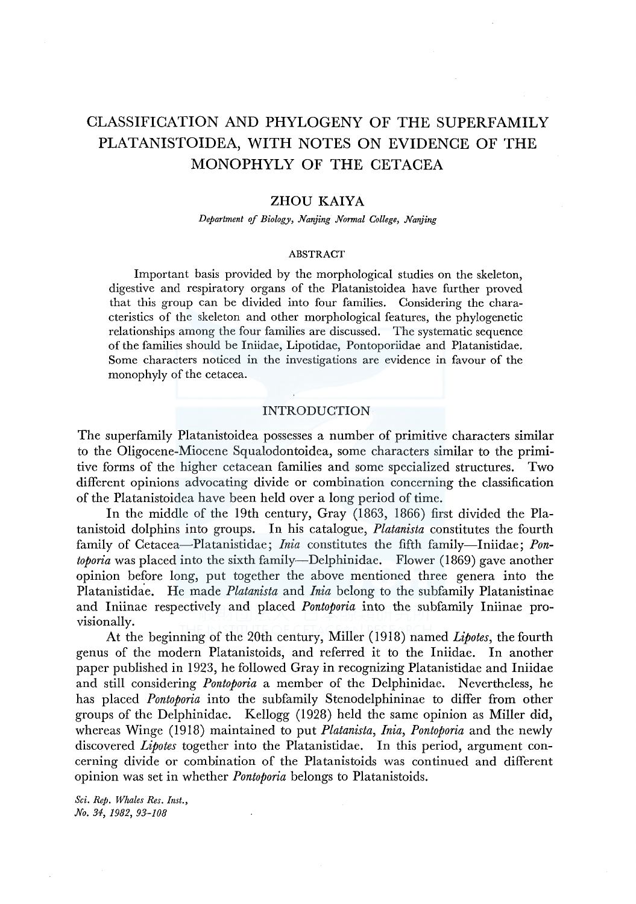# CLASSIFICATION AND PHYLOGENY OF THE SUPERFAMILY PLATANISTOIDEA, WITH NOTES ON EVIDENCE OF THE MONOPHYLY OF THE CETACEA

## ZHOU KAIYA

*Department of Biology, Nanjing Normal College, Nanjing*

### ABSTRACT

Important basis provided by the morphological studies on the skeleton, digestive and respiratory organs of the Platanistoidea have further proved that this group can be divided into four families. Considering the characteristics of the skeleton and other morphological features, the phylogenetic relationships among the four families are discussed. The systematic sequence of the families should be Iniidae, Lipotidae, Pontoporiidae and Platanistidae. Some characters noticed in the investigations are evidence in favour of the monophyly of the cetacea.

## INTRODUCTION

The superfamily Platanistoidea possesses a number of primitive characters similar to the Oligocene-Miocene Squalodontoidea, some characters similar to the primitive forms of the higher cetacean families and some specialized structures. Two different opinions advocating divide or combination concerning the classification of the Platanistoidea have been held over a long period of time.

In the middle of the 19th century, Gray (1863, 1866) first divided the Platanistoid dolphins into groups. In his catalogue, *Platanista* constitutes the fourth family of Cetacea—Platanistidae; *Inia* constitutes the fifth family—Iniidae; *Pontoporia* was placed into the sixth family—Delphinidae. Flower (1869) gave another opinion before long, put together the above mentioned three genera into the Platanistidae. He made *Platanista* and *Inia* belong to the subfamily Platanistinae and Iniinae respectively and placed *Pontoporia* into the subfamily Iniinae provisionally.

At the beginning of the 20th century, Miller (1918) named *Lipotes*, the fourth genus of the modern Platanistoids, and referred it to the Iniidae. In another paper published in 1923, he followed Gray in recognizing Platanistidae and Iniidae and still considering *Pontoporia* a member of the Delphinidae. Nevertheless, he has placed *Pontoporia* into the subfamily Stenodelphininae to differ from other groups of the Delphinidae. Kellogg (1928) held the same opinion as Miller did, whereas Winge (1918) maintained to put *Platanista*, *Inia*, *Pontoporia* and the newly discovered *Lipotes* together into the Platanistidae. In this period, argument concerning divide or combination of the Platanistoids was continued and different opinion was set in whether *Pontoporia* belongs to Platanistoids.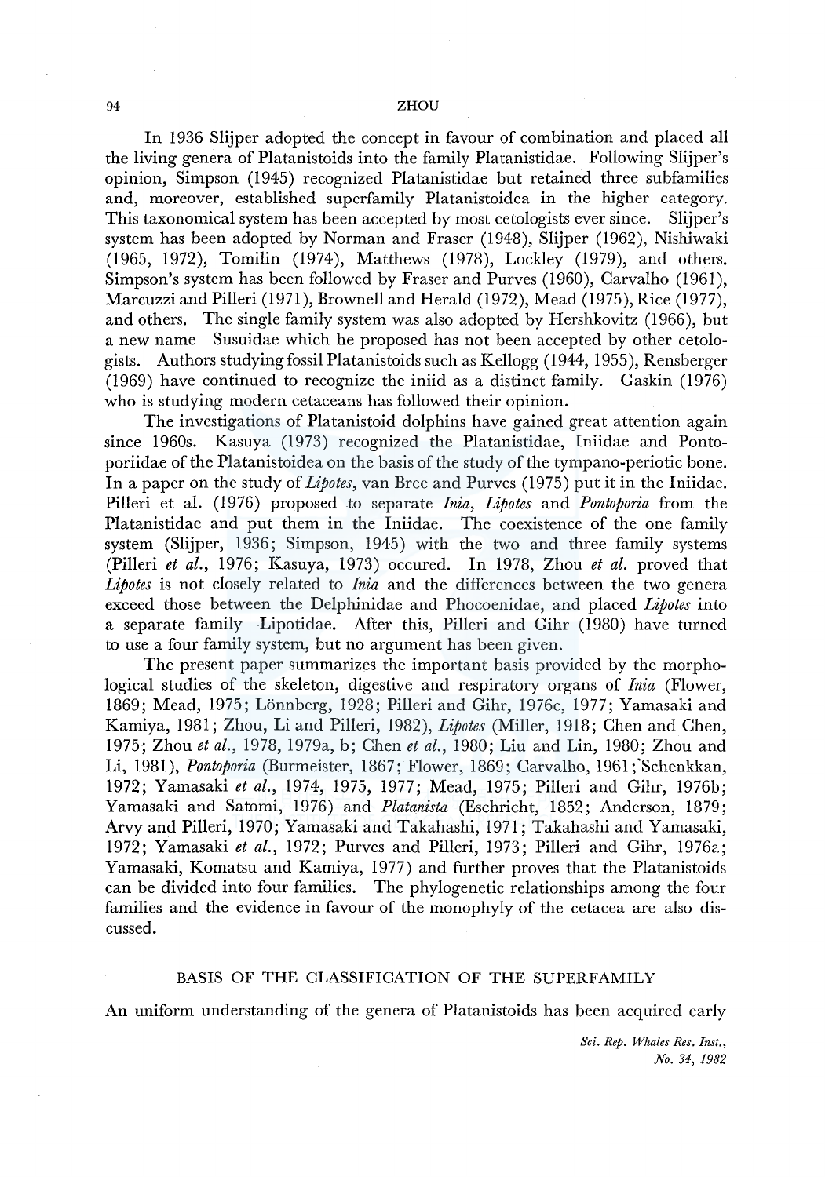In 1936 Slijper adopted the concept in favour of combination and placed all the living genera of Platanistoids into the family Platanistidae. Following Slijper's opinion, Simpson (1945) recognized Platanistidae but retained three subfamilies and, moreover, established superfamily Platanistoidea in the higher category. This taxonomical system has been accepted by most cetologists ever since. Slijper's system has been adopted by Norman and Fraser (1948), Slijper (1962), Nishiwaki (1965, 1972), Tomilin (1974), Matthews (1978), Lockley (1979), and others. Simpson's system has been followed by Fraser and Purves (1960), Carvalho (1961), Marcuzzi and Pilleri (1971), Brownell and Herald (1972), Mead (1975), Rice (1977), and others. The single family system was also adopted by Hershkovitz (1966), but a new name Susuidae which he proposed has not been accepted by other cetologists. Authors studying fossil Platanistoids such as Kellogg (1944, 1955), Rensberger (1969) have continued to recognize the iniid as a distinct family. Gaskin (1976) who is studying modern cetaceans has followed their opinion.

The investigations of Platanistoid dolphins have gained great attention again since 1960s. Kasuya (1973) recognized the Platanistidae, Iniidae and Pontoporiidae of the Platanistoidea on the basis of the study of the tympano-periotic bone. In a paper on the study of *Lipotes*, van Bree and Purves (1975) put it in the Iniidae. Pilleri et al. (1976) proposed to separate *Inia*, *Lipotes* and *Pontoporia* from the Platanistidae and put them in the Iniidae. The coexistence of the one family system (Slijper, 1936; Simpson, 1945) with the two and three family systems (Pilleri *et al.*, 1976; Kasuya, 1973) occured. In 1978, Zhou *et al.* proved that *Lipotes* is not closely related to *Inia* and the differences between the two genera exceed those between the Delphinidae and Phocoenidae, and placed *Lipotes* into a separate family—Lipotidae. After this, Pilleri and Gihr (1980) have turned to use a four family system, but no argument has been given.

The present paper summarizes the important basis provided by the morphological studies of the skeleton, digestive and respiratory organs of *Inia* (Flower, 1869; Mead, 1975; Lönnberg, 1928; Pilleri and Gihr, 1976c, 1977; Yamasaki and Kamiya, 1981; Zhou, Li and Pilleri, 1982), *Lipotes* (Miller, 1918; Chen and Chen, 1975; Zhou *et al.*, 1978, 1979a, b; Chen *et al.*, 1980; Liu and Lin, 1980; Zhou and Li, 1981), *Pontoporia* (Burmeister, 1867; Flower, 1869; Carvalho, 1961; Schenkkan, 1972; Yamasaki *et al.*, 1974, 1975, 1977; Mead, 1975; Pilleri and Gihr, 1976b; Yamasaki and Satomi, 1976) and *Platanista* (Eschricht, 1852; Anderson, 1879; Arvy and Pilleri, 1970; Yamasaki and Takahashi, 1971; Takahashi and Yamasaki, 1972; Yamasaki *et al.*, 1972; Purves and Pilleri, 1973; Pilleri and Gihr, 1976a; Yamasaki, Komatsu and Kamiya, 1977) and further proves that the Platanistoids can be divided into four families. The phylogenetic relationships among the four families and the evidence in favour of the monophyly of the cetacea are also discussed.

## BASIS OF THE CLASSIFICATION OF THE SUPERFAMILY

An uniform understanding of the genera of Platanistoids has been acquired early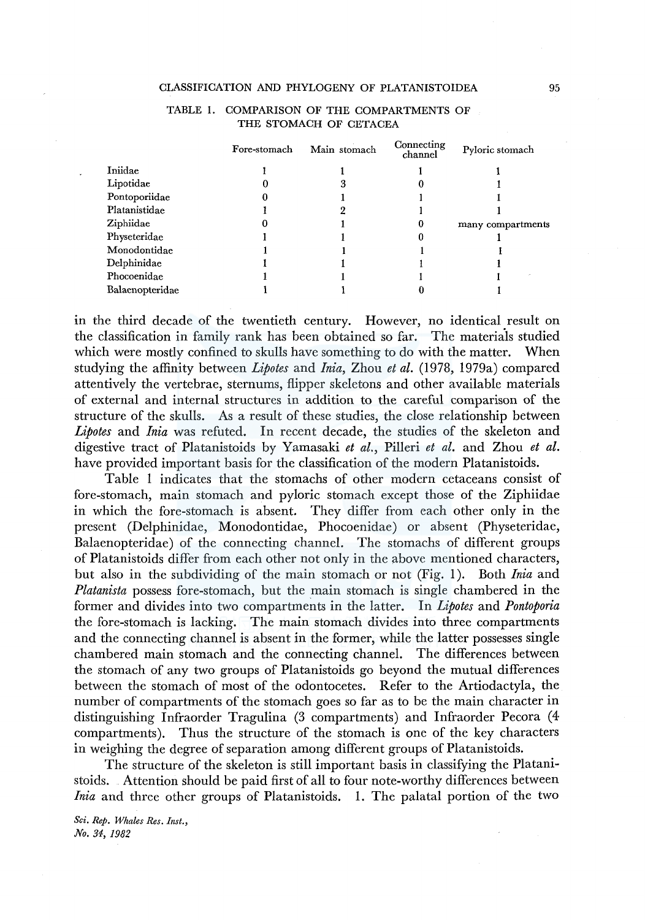TABLE 1. COMPARISON OF THE COMPARTMENTS OF THE STOMACH OF CETACEA

| | Fore-stomach | Main stomach | Connecting channel | Pyloric stomach |
|---|---|---|---|---|
| Iniidae | 1 | 1 | 1 | 1 |
| Lipotidae | 0 | 3 | 0 | 1 |
| Pontoporiidae | 0 | 1 | 1 | 1 |
| Platanistidae | 1 | 2 | 1 | 1 |
| Ziphiidae | 0 | 1 | 0 | many compartments |
| Physeteridae | 1 | 1 | 0 | 1 |
| Monodontidae | 1 | 1 | 1 | 1 |
| Delphinidae | 1 | 1 | 1 | 1 |
| Phocoenidae | 1 | 1 | 1 | 1 |
| Balaenopteridae | 1 | 1 | 0 | 1 |

in the third decade of the twentieth century. However, no identical result on the classification in family rank has been obtained so far. The materials studied which were mostly confined to skulls have something to do with the matter. When studying the affinity between *Lipotes* and *Inia*, Zhou *et al.* (1978, 1979a) compared attentively the vertebrae, sternums, flipper skeletons and other available materials of external and internal structures in addition to the careful comparison of the structure of the skulls. As a result of these studies, the close relationship between *Lipotes* and *Inia* was refuted. In recent decade, the studies of the skeleton and digestive tract of Platanistoids by Yamasaki *et al.*, Pilleri *et al.* and Zhou *et al.* have provided important basis for the classification of the modern Platanistoids.

Table 1 indicates that the stomachs of other modern cetaceans consist of fore-stomach, main stomach and pyloric stomach except those of the Ziphiidae in which the fore-stomach is absent. They differ from each other only in the present (Delphinidae, Monodontidae, Phocoenidae) or absent (Physeteridae, Balaenopteridae) of the connecting channel. The stomachs of different groups of Platanistoids differ from each other not only in the above mentioned characters, but also in the subdividing of the main stomach or not (Fig. 1). Both *Inia* and *Platanista* possess fore-stomach, but the main stomach is single chambered in the former and divides into two compartments in the latter. In *Lipotes* and *Pontoporia* the fore-stomach is lacking. The main stomach divides into three compartments and the connecting channel is absent in the former, while the latter possesses single chambered main stomach and the connecting channel. The differences between the stomach of any two groups of Platanistoids go beyond the mutual differences between the stomach of most of the odontocetes. Refer to the Artiodactyla, the number of compartments of the stomach goes so far as to be the main character in distinguishing Infraorder Tragulina (3 compartments) and Infraorder Pecora (4 compartments). Thus the structure of the stomach is one of the key characters in weighing the degree of separation among different groups of Platanistoids.

The structure of the skeleton is still important basis in classifying the Platanistoids. Attention should be paid first of all to four note-worthy differences between *Inia* and three other groups of Platanistoids. 1. The palatal portion of the two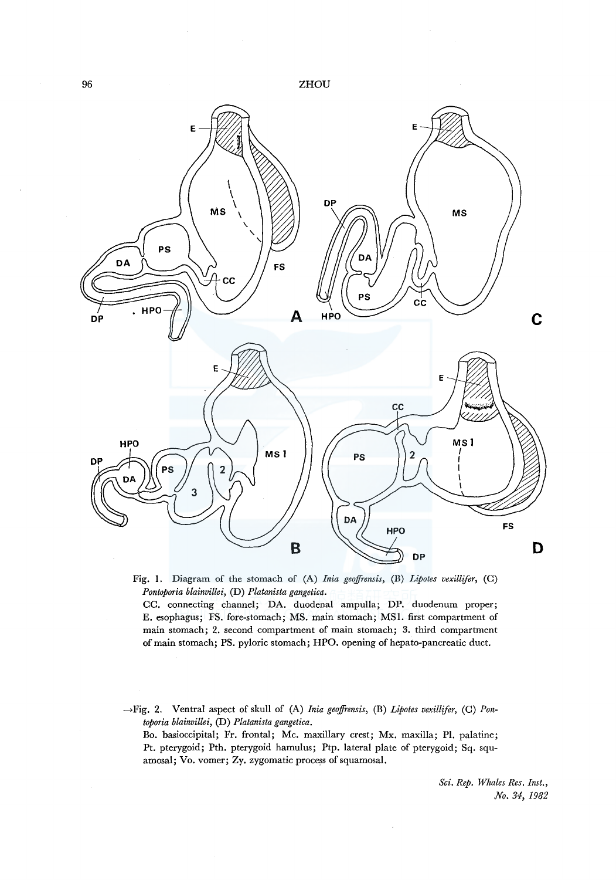Fig. 1. Diagram of the stomach of (A) *Inia geoffrensis*, (B) *Lipotes vexillifer*, (C) *Pontoporia blainvillei*, (D) *Platanista gangetica*.
CC. connecting channel; DA. duodenal ampulla; DP. duodenum proper; E. esophagus; FS. fore-stomach; MS. main stomach; MS1. first compartment of main stomach; 2. second compartment of main stomach; 3. third compartment of main stomach; PS. pyloric stomach; HPO. opening of hepato-pancreatic duct.

→Fig. 2. Ventral aspect of skull of (A) *Inia geoffrensis*, (B) *Lipotes vexillifer*, (C) *Pontoporia blainvillei*, (D) *Platanista gangetica*.
Bo. basioccipital; Fr. frontal; Mc. maxillary crest; Mx. maxilla; Pl. palatine; Pt. pterygoid; Pth. pterygoid hamulus; Ptp. lateral plate of pterygoid; Sq. squamosal; Vo. vomer; Zy. zygomatic process of squamosal.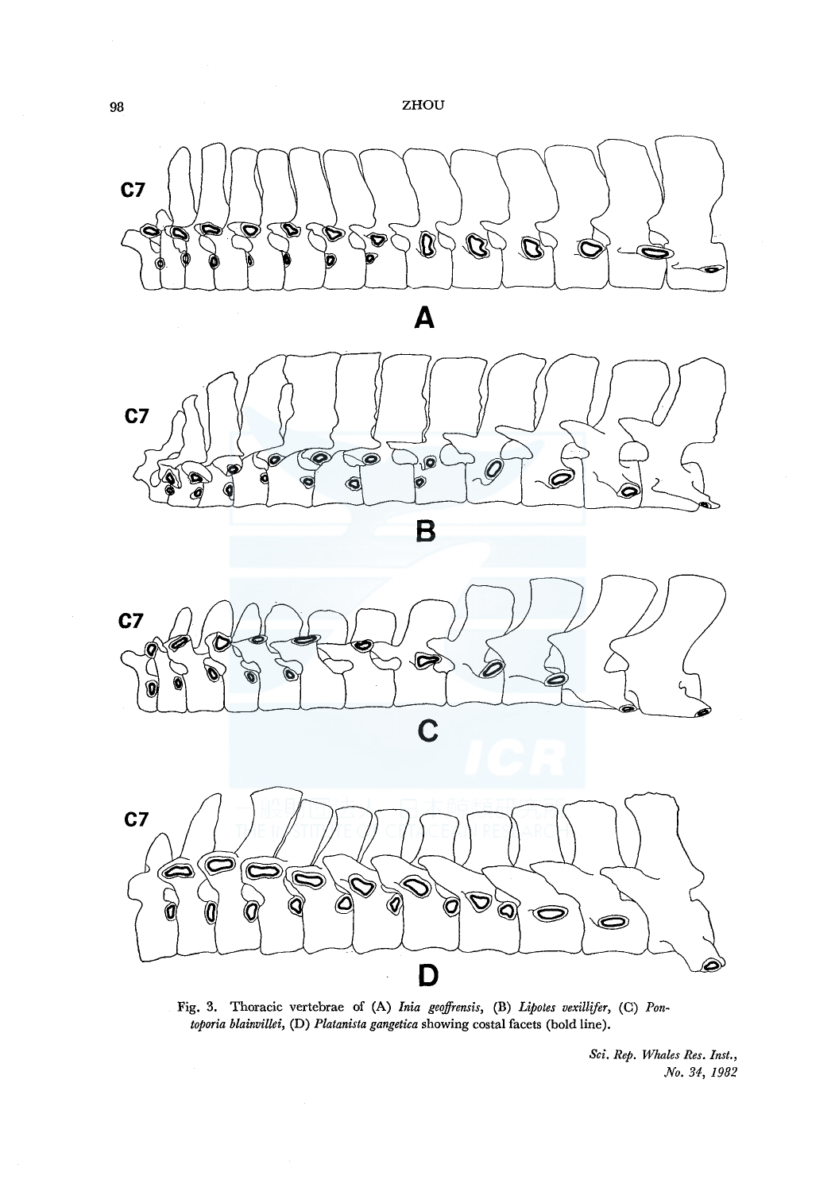Fig. 3. Thoracic vertebrae of (A) *Inia geoffrensis*, (B) *Lipotes vexillifer*, (C) *Pontoporia blainvillei*, (D) *Platanista gangetica* showing costal facets (bold line).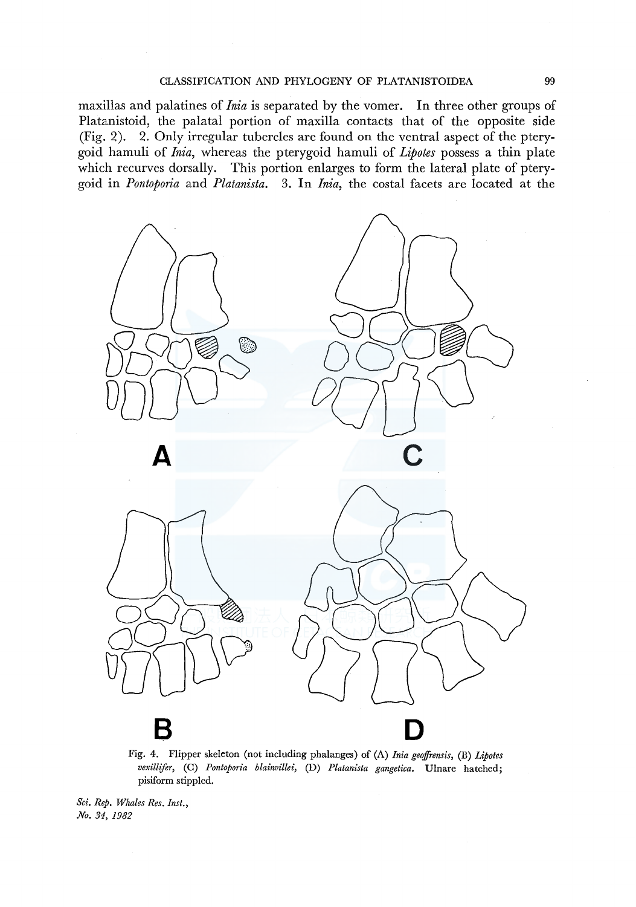maxillas and palatines of *Inia* is separated by the vomer. In three other groups of Platanistoid, the palatal portion of maxilla contacts that of the opposite side (Fig. 2). 2. Only irregular tubercles are found on the ventral aspect of the pterygoid hamuli of *Inia*, whereas the pterygoid hamuli of *Lipotes* possess a thin plate which recurves dorsally. This portion enlarges to form the lateral plate of pterygoid in *Pontoporia* and *Platanista*. 3. In *Inia*, the costal facets are located at the

Fig. 4. Flipper skeleton (not including phalanges) of (A) *Inia geoffrensis*, (B) *Lipotes vexillifer*, (C) *Pontoporia blainvillei*, (D) *Platanista gangetica*. Ulnare hatched; pisiform stippled.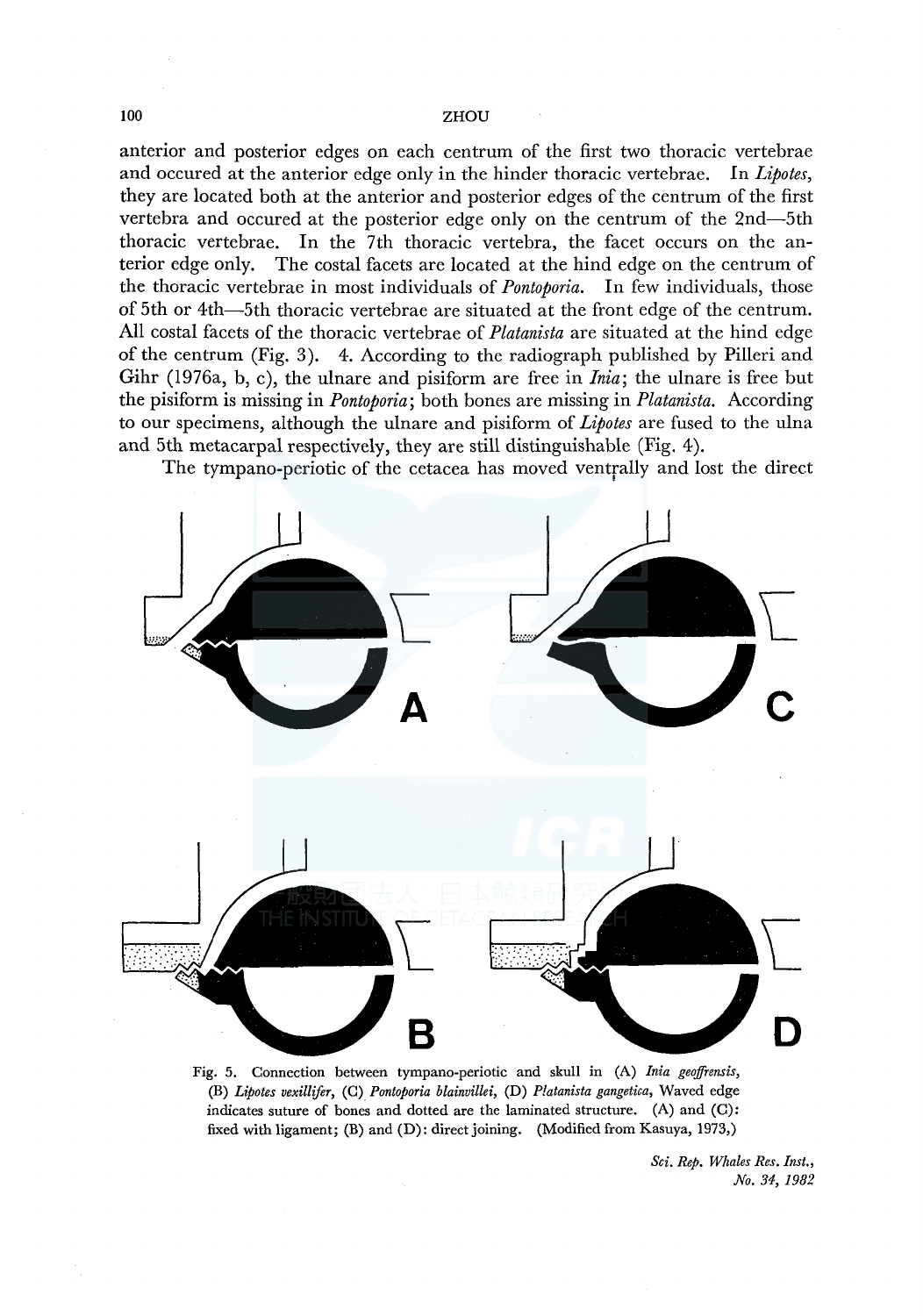anterior and posterior edges on each centrum of the first two thoracic vertebrae and occured at the anterior edge only in the hinder thoracic vertebrae. In *Lipotes*, they are located both at the anterior and posterior edges of the centrum of the first vertebra and occured at the posterior edge only on the centrum of the 2nd—5th thoracic vertebrae. In the 7th thoracic vertebra, the facet occurs on the anterior edge only. The costal facets are located at the hind edge on the centrum of the thoracic vertebrae in most individuals of *Pontoporia*. In few individuals, those of 5th or 4th—5th thoracic vertebrae are situated at the front edge of the centrum. All costal facets of the thoracic vertebrae of *Platanista* are situated at the hind edge of the centrum (Fig. 3). 4. According to the radiograph published by Pilleri and Gihr (1976a, b, c), the ulnare and pisiform are free in *Inia*; the ulnare is free but the pisiform is missing in *Pontoporia*; both bones are missing in *Platanista*. According to our specimens, although the ulnare and pisiform of *Lipotes* are fused to the ulna and 5th metacarpal respectively, they are still distinguishable (Fig. 4).

The tympano-periotic of the cetacea has moved ventrally and lost the direct

Fig. 5. Connection between tympano-periotic and skull in (A) *Inia geoffrensis*, (B) *Lipotes vexillifer*, (C) *Pontoporia blainvillei*, (D) *Platanista gangetica*, Waved edge indicates suture of bones and dotted are the laminated structure. (A) and (C): fixed with ligament; (B) and (D): direct joining. (Modified from Kasuya, 1973,)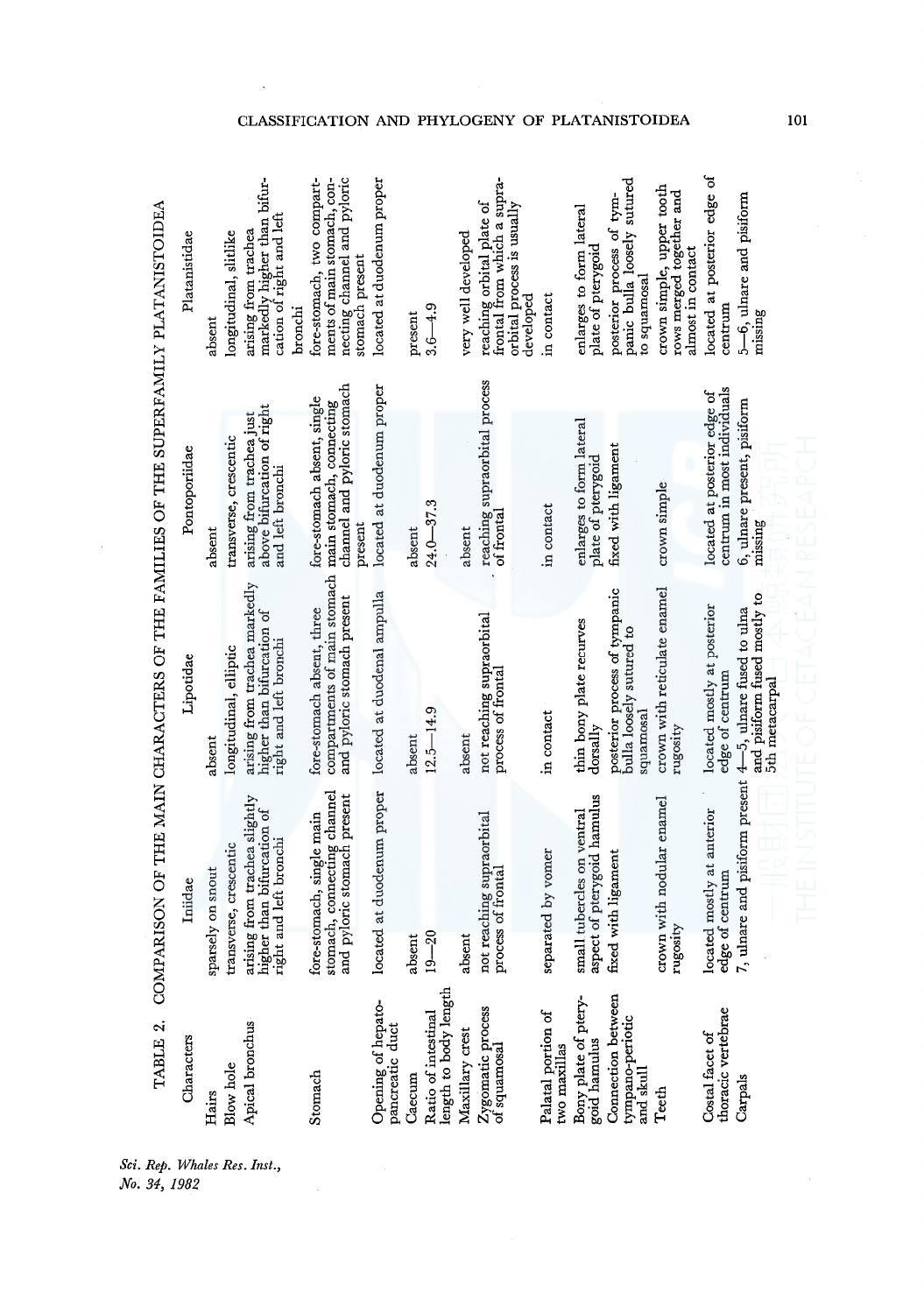TABLE 2. COMPARISON OF THE MAIN CHARACTERS OF THE FAMILIES OF THE SUPERFAMILY PLATANISTOIDEA

| Characters | Iniidae | Lipotidae | Pontoporiidae | Platanistidae |
|---|---|---|---|---|
| Hairs | sparsely on snout | absent | absent | absent |
| Blow hole | transverse, crescentic | longitudinal, elliptic | transverse, crescentic | longitudinal, slitlike |
| Apical bronchus | arising from trachea slightly higher than bifurcation of right and left bronchi | arising from trachea markedly higher than bifurcation of right and left bronchi | arising from trachea just above bifurcation of right and left bronchi | arising from trachea markedly higher than bifurcation of right and left bronchi |
| Stomach | fore-stomach, single main stomach, connecting channel and pyloric stomach present | fore-stomach absent, three compartments of main stomach and pyloric stomach present | fore-stomach absent, single main stomach, connecting channel and pyloric stomach present | fore-stomach, two compartments of main stomach, connecting channel and pyloric stomach present |
| Opening of hepato-pancreatic duct | located at duodenum proper | located at duodenal ampulla | located at duodenum proper | located at duodenum proper |
| Caecum | absent | absent | absent | present |
| Ratio of intestinal length to body length | 19—20 | 12.5—14.9 | 24.0—37.3 | 3.6—4.9 |
| Maxillary crest | absent | absent | absent | very well developed |
| Zygomatic process of squamosal | not reaching supraorbital process of frontal | not reaching supraorbital process of frontal | reaching supraorbital process of frontal | reaching orbital plate of frontal from which a supraorbital process is usually developed |
| Palatal portion of two maxillas | separated by vomer | in contact | in contact | in contact |
| Bony plate of pterygoid hamulus | small tubercles on ventral aspect of pterygoid hamulus | thin bony plate recurves dorsally | enlarges to form lateral plate of pterygoid | enlarges to form lateral plate of pterygoid |
| Connection between tympano-periotic and skull | fixed with ligament | posterior process of tympanic bulla loosely sutured to squamosal | fixed with ligament | posterior process of tympanic bulla loosely sutured to squamosal |
| Teeth | crown with nodular enamel rugosity | crown with reticulate enamel rugosity | crown simple | crown simple, upper tooth rows merged together and almost in contact |
| Costal facet of thoracic vertebrae | located mostly at anterior edge of centrum | located mostly at posterior edge of centrum | located at posterior edge of centrum in most individuals | located at posterior edge of centrum |
| Carpals | 7, ulnare and pisiform present | 4—5, ulnare fused to ulna and pisiform fused mostly to 5th metacarpal | 6, ulnare present, pisiform missing | 5—6, ulnare and pisiform missing |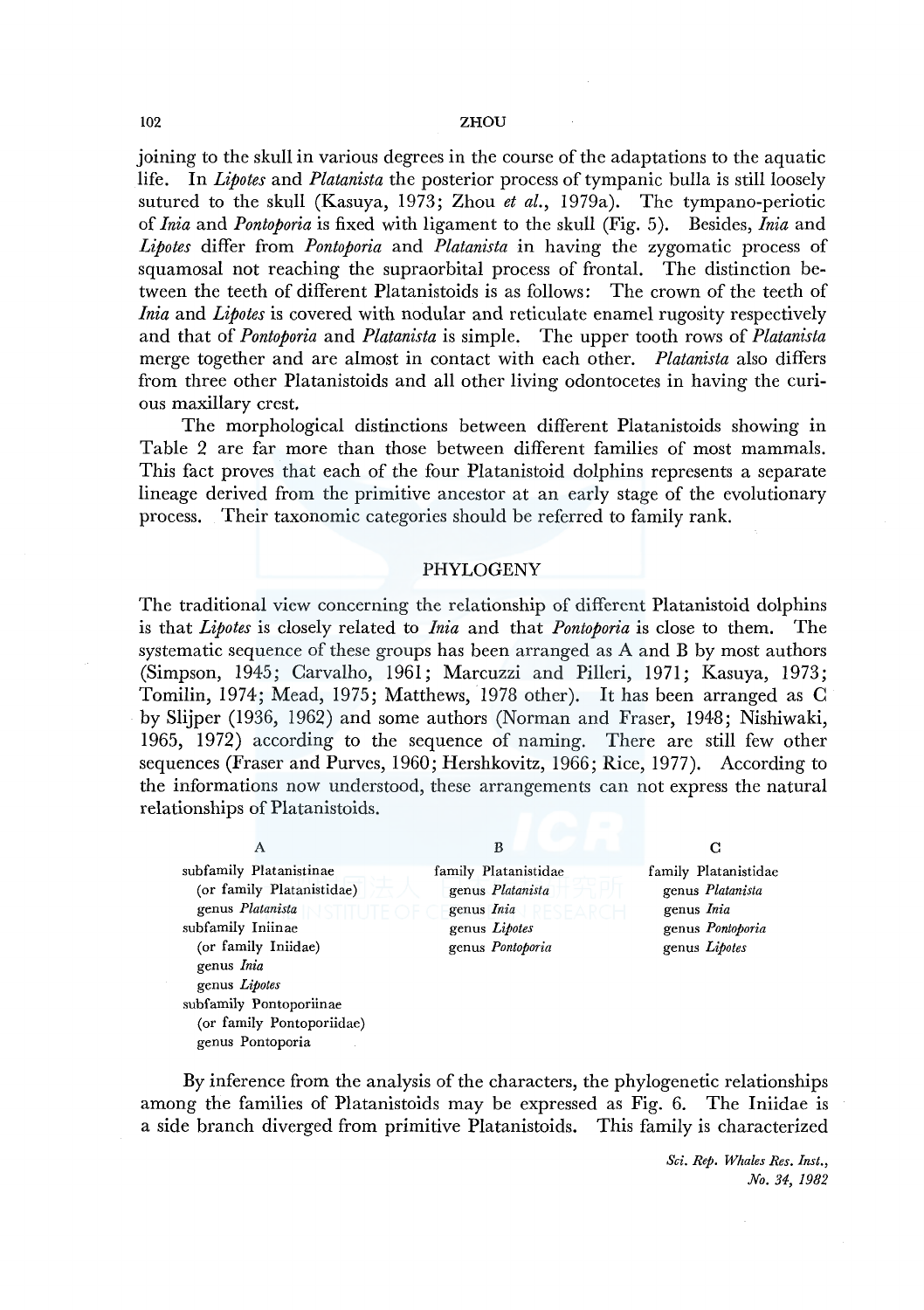joining to the skull in various degrees in the course of the adaptations to the aquatic life. In *Lipotes* and *Platanista* the posterior process of tympanic bulla is still loosely sutured to the skull (Kasuya, 1973; Zhou *et al.*, 1979a). The tympano-periotic of *Inia* and *Pontoporia* is fixed with ligament to the skull (Fig. 5). Besides, *Inia* and *Lipotes* differ from *Pontoporia* and *Platanista* in having the zygomatic process of squamosal not reaching the supraorbital process of frontal. The distinction between the teeth of different Platanistoids is as follows: The crown of the teeth of *Inia* and *Lipotes* is covered with nodular and reticulate enamel rugosity respectively and that of *Pontoporia* and *Platanista* is simple. The upper tooth rows of *Platanista* merge together and are almost in contact with each other. *Platanista* also differs from three other Platanistoids and all other living odontocetes in having the curious maxillary crest.

The morphological distinctions between different Platanistoids showing in Table 2 are far more than those between different families of most mammals. This fact proves that each of the four Platanistoid dolphins represents a separate lineage derived from the primitive ancestor at an early stage of the evolutionary process. Their taxonomic categories should be referred to family rank.

## PHYLOGENY

The traditional view concerning the relationship of different Platanistoid dolphins is that *Lipotes* is closely related to *Inia* and that *Pontoporia* is close to them. The systematic sequence of these groups has been arranged as A and B by most authors (Simpson, 1945; Carvalho, 1961; Marcuzzi and Pilleri, 1971; Kasuya, 1973; Tomilin, 1974; Mead, 1975; Matthews, 1978 other). It has been arranged as C by Slijper (1936, 1962) and some authors (Norman and Fraser, 1948; Nishiwaki, 1965, 1972) according to the sequence of naming. There are still few other sequences (Fraser and Purves, 1960; Hershkovitz, 1966; Rice, 1977). According to the informations now understood, these arrangements can not express the natural relationships of Platanistoids.

| A | B | C |
|---|---|---|
| subfamily Platanistinae | family Platanistidae | family Platanistidae |
| (or family Platanistidae) | genus *Platanista* | genus *Platanista* |
| genus *Platanista* | genus *Inia* | genus *Inia* |
| subfamily Iniinae | genus *Lipotes* | genus *Pontoporia* |
| (or family Iniidae) | genus *Pontoporia* | genus *Lipotes* |
| genus *Inia* | | |
| genus *Lipotes* | | |
| subfamily Pontoporiinae | | |
| (or family Pontoporiidae) | | |
| genus Pontoporia | | |

By inference from the analysis of the characters, the phylogenetic relationships among the families of Platanistoids may be expressed as Fig. 6. The Iniidae is a side branch diverged from primitive Platanistoids. This family is characterized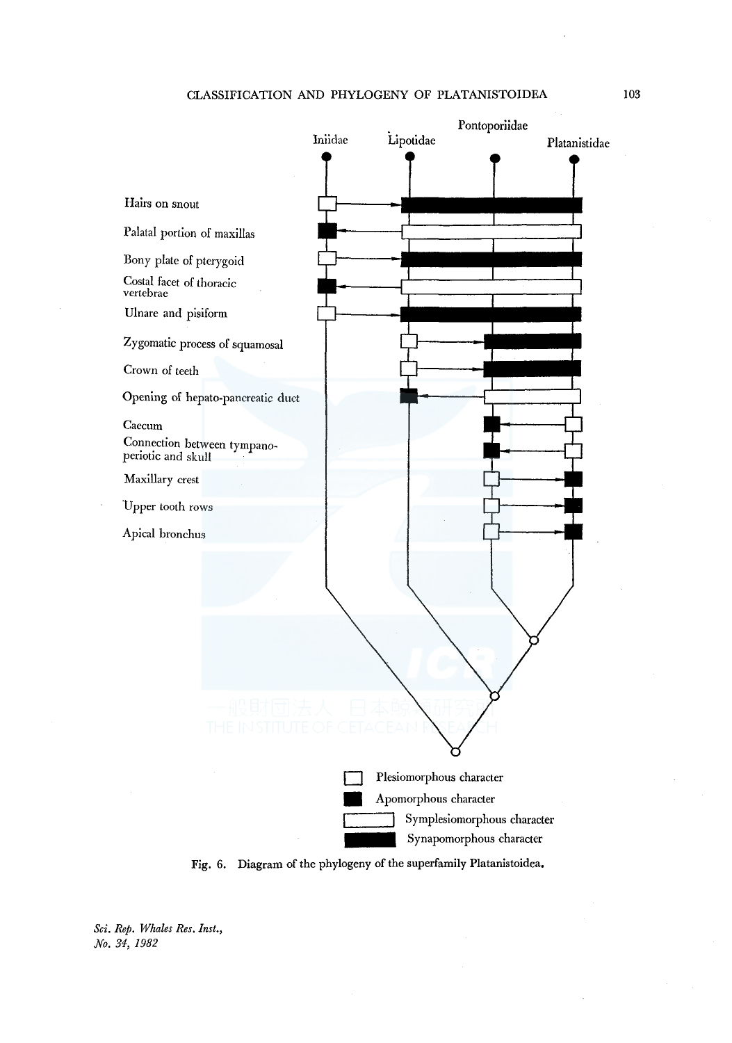Iniidae Lipotidae Pontoporiidae Platanistidae

Hairs on snout

Palatal portion of maxillas

Bony plate of pterygoid

Costal facet of thoracic vertebrae

Ulnare and pisiform

Zygomatic process of squamosal

Crown of teeth

Opening of hepato-pancreatic duct

Caecum

Connection between tympano-periotic and skull

Maxillary crest

Upper tooth rows

Apical bronchus

Plesiomorphous character

Apomorphous character

Symplesiomorphous character

Synapomorphous character

**Fig. 6. Diagram of the phylogeny of the superfamily Platanistoidea.**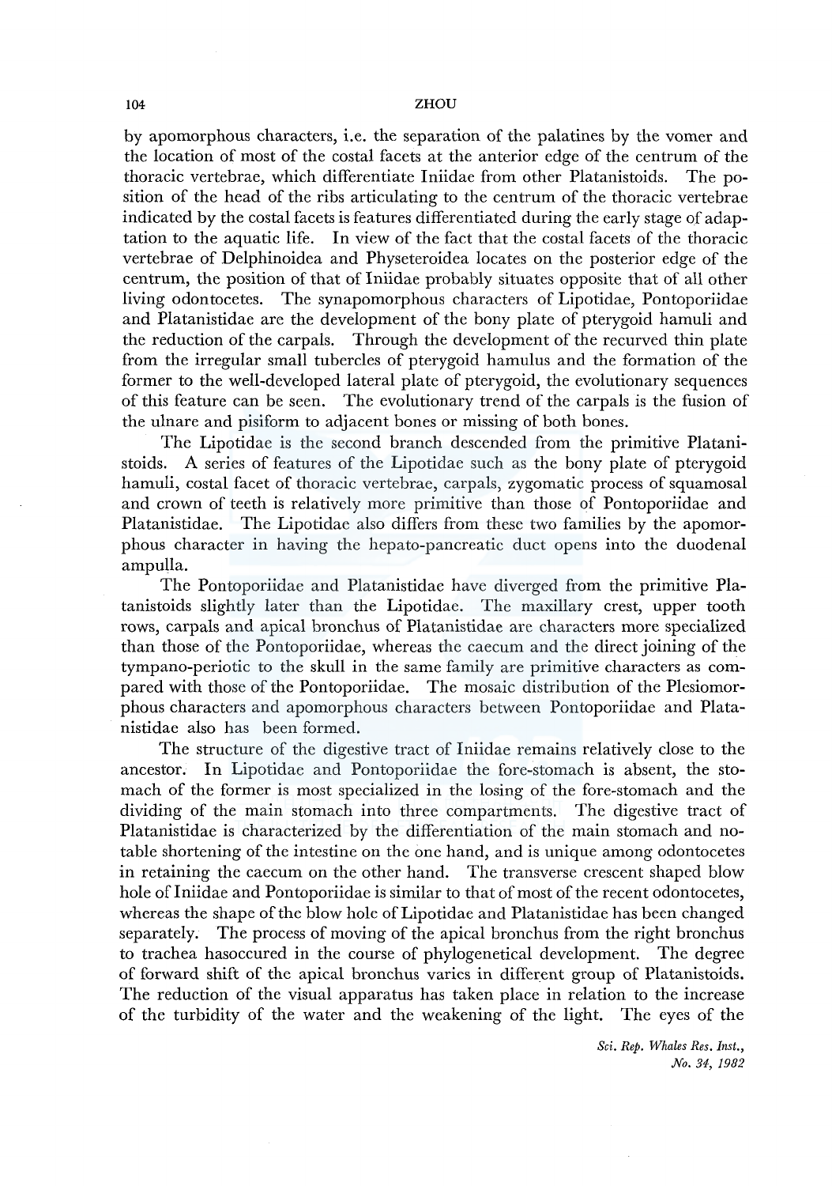by apomorphous characters, i.e. the separation of the palatines by the vomer and the location of most of the costal facets at the anterior edge of the centrum of the thoracic vertebrae, which differentiate Iniidae from other Platanistoids. The position of the head of the ribs articulating to the centrum of the thoracic vertebrae indicated by the costal facets is features differentiated during the early stage of adaptation to the aquatic life. In view of the fact that the costal facets of the thoracic vertebrae of Delphinoidea and Physeteroidea locates on the posterior edge of the centrum, the position of that of Iniidae probably situates opposite that of all other living odontocetes. The synapomorphous characters of Lipotidae, Pontoporiidae and Platanistidae are the development of the bony plate of pterygoid hamuli and the reduction of the carpals. Through the development of the recurved thin plate from the irregular small tubercles of pterygoid hamulus and the formation of the former to the well-developed lateral plate of pterygoid, the evolutionary sequences of this feature can be seen. The evolutionary trend of the carpals is the fusion of the ulnare and pisiform to adjacent bones or missing of both bones.

The Lipotidae is the second branch descended from the primitive Platanistoids. A series of features of the Lipotidae such as the bony plate of pterygoid hamuli, costal facet of thoracic vertebrae, carpals, zygomatic process of squamosal and crown of teeth is relatively more primitive than those of Pontoporiidae and Platanistidae. The Lipotidae also differs from these two families by the apomorphous character in having the hepato-pancreatic duct opens into the duodenal ampulla.

The Pontoporiidae and Platanistidae have diverged from the primitive Platanistoids slightly later than the Lipotidae. The maxillary crest, upper tooth rows, carpals and apical bronchus of Platanistidae are characters more specialized than those of the Pontoporiidae, whereas the caecum and the direct joining of the tympano-periotic to the skull in the same family are primitive characters as compared with those of the Pontoporiidae. The mosaic distribution of the Plesiomorphous characters and apomorphous characters between Pontoporiidae and Platanistidae also has been formed.

The structure of the digestive tract of Iniidae remains relatively close to the ancestor. In Lipotidae and Pontoporiidae the fore-stomach is absent, the stomach of the former is most specialized in the losing of the fore-stomach and the dividing of the main stomach into three compartments. The digestive tract of Platanistidae is characterized by the differentiation of the main stomach and notable shortening of the intestine on the one hand, and is unique among odontocetes in retaining the caecum on the other hand. The transverse crescent shaped blow hole of Iniidae and Pontoporiidae is similar to that of most of the recent odontocetes, whereas the shape of the blow hole of Lipotidae and Platanistidae has been changed separately. The process of moving of the apical bronchus from the right bronchus to trachea hasoccured in the course of phylogenetical development. The degree of forward shift of the apical bronchus varies in different group of Platanistoids. The reduction of the visual apparatus has taken place in relation to the increase of the turbidity of the water and the weakening of the light. The eyes of the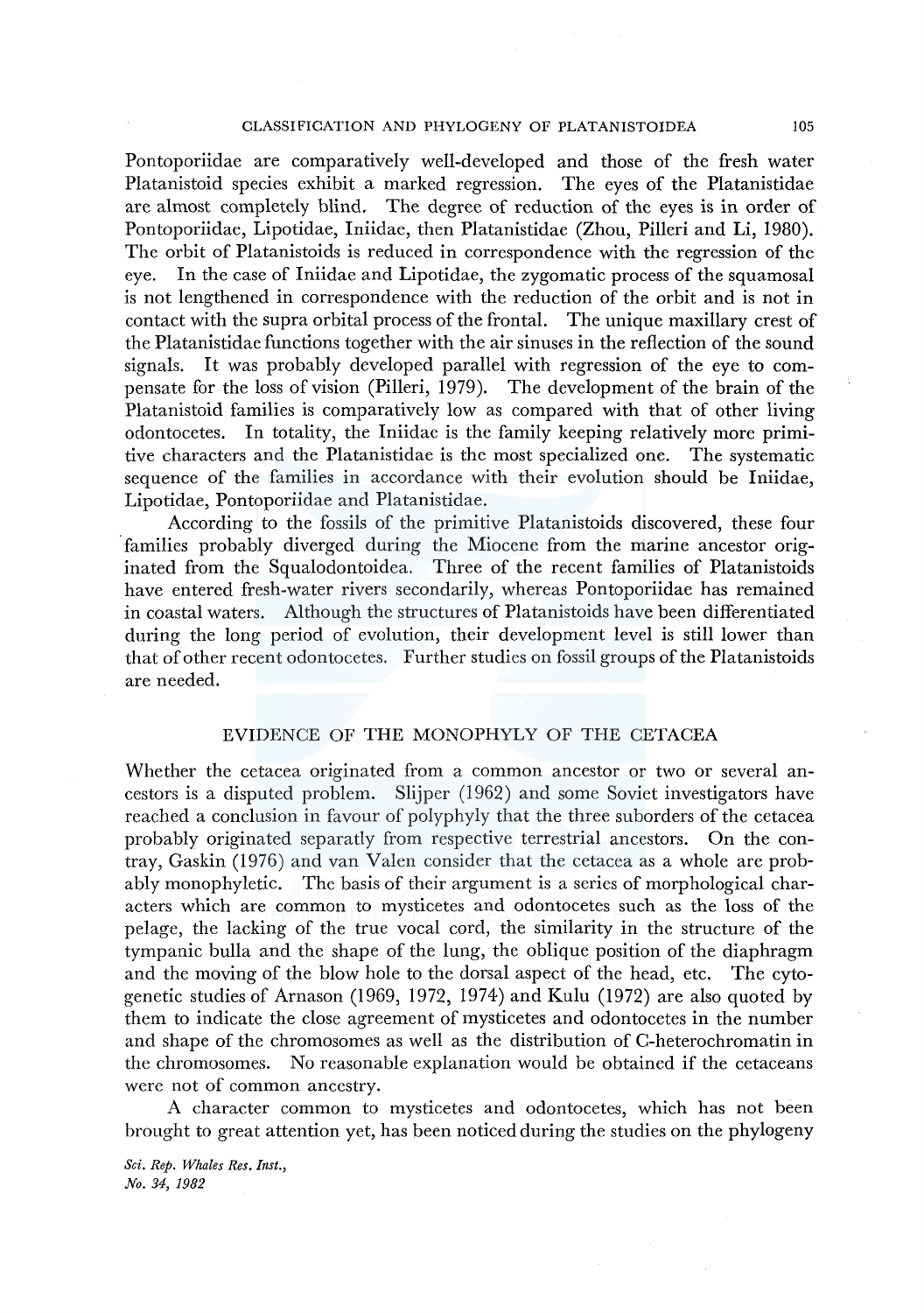Pontoporiidae are comparatively well-developed and those of the fresh water Platanistoid species exhibit a marked regression. The eyes of the Platanistidae are almost completely blind. The degree of reduction of the eyes is in order of Pontoporiidae, Lipotidae, Iniidae, then Platanistidae (Zhou, Pilleri and Li, 1980). The orbit of Platanistoids is reduced in correspondence with the regression of the eye. In the case of Iniidae and Lipotidae, the zygomatic process of the squamosal is not lengthened in correspondence with the reduction of the orbit and is not in contact with the supra orbital process of the frontal. The unique maxillary crest of the Platanistidae functions together with the air sinuses in the reflection of the sound signals. It was probably developed parallel with regression of the eye to compensate for the loss of vision (Pilleri, 1979). The development of the brain of the Platanistoid families is comparatively low as compared with that of other living odontocetes. In totality, the Iniidae is the family keeping relatively more primitive characters and the Platanistidae is the most specialized one. The systematic sequence of the families in accordance with their evolution should be Iniidae, Lipotidae, Pontoporiidae and Platanistidae.

According to the fossils of the primitive Platanistoids discovered, these four families probably diverged during the Miocene from the marine ancestor originated from the Squalodontoidea. Three of the recent families of Platanistoids have entered fresh-water rivers secondarily, whereas Pontoporiidae has remained in coastal waters. Although the structures of Platanistoids have been differentiated during the long period of evolution, their development level is still lower than that of other recent odontocetes. Further studies on fossil groups of the Platanistoids are needed.

## EVIDENCE OF THE MONOPHYLY OF THE CETACEA

Whether the cetacea originated from a common ancestor or two or several ancestors is a disputed problem. Slijper (1962) and some Soviet investigators have reached a conclusion in favour of polyphyly that the three suborders of the cetacea probably originated separatly from respective terrestrial ancestors. On the contray, Gaskin (1976) and van Valen consider that the cetacea as a whole are probably monophyletic. The basis of their argument is a series of morphological characters which are common to mysticetes and odontocetes such as the loss of the pelage, the lacking of the true vocal cord, the similarity in the structure of the tympanic bulla and the shape of the lung, the oblique position of the diaphragm and the moving of the blow hole to the dorsal aspect of the head, etc. The cytogenetic studies of Arnason (1969, 1972, 1974) and Kulu (1972) are also quoted by them to indicate the close agreement of mysticetes and odontocetes in the number and shape of the chromosomes as well as the distribution of C-heterochromatin in the chromosomes. No reasonable explanation would be obtained if the cetaceans were not of common ancestry.

A character common to mysticetes and odontocetes, which has not been brought to great attention yet, has been noticed during the studies on the phylogeny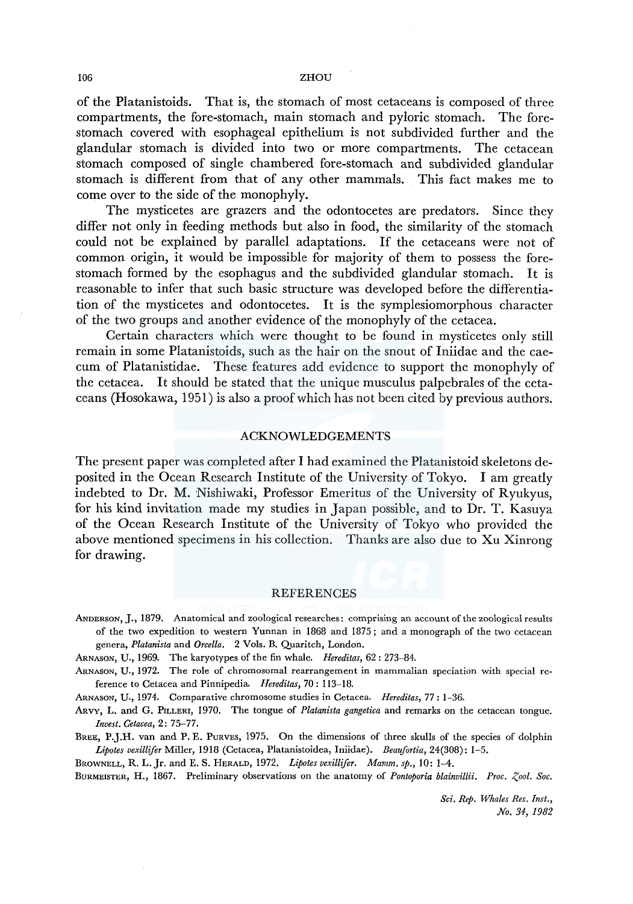of the Platanistoids. That is, the stomach of most cetaceans is composed of three compartments, the fore-stomach, main stomach and pyloric stomach. The fore-stomach covered with esophageal epithelium is not subdivided further and the glandular stomach is divided into two or more compartments. The cetacean stomach composed of single chambered fore-stomach and subdivided glandular stomach is different from that of any other mammals. This fact makes me to come over to the side of the monophyly.

The mysticetes are grazers and the odontocetes are predators. Since they differ not only in feeding methods but also in food, the similarity of the stomach could not be explained by parallel adaptations. If the cetaceans were not of common origin, it would be impossible for majority of them to possess the fore-stomach formed by the esophagus and the subdivided glandular stomach. It is reasonable to infer that such basic structure was developed before the differentiation of the mysticetes and odontocetes. It is the symplesiomorphous character of the two groups and another evidence of the monophyly of the cetacea.

Certain characters which were thought to be found in mysticetes only still remain in some Platanistoids, such as the hair on the snout of Iniidae and the caecum of Platanistidae. These features add evidence to support the monophyly of the cetacea. It should be stated that the unique musculus palpebrales of the cetaceans (Hosokawa, 1951) is also a proof which has not been cited by previous authors.

## ACKNOWLEDGEMENTS

The present paper was completed after I had examined the Platanistoid skeletons deposited in the Ocean Research Institute of the University of Tokyo. I am greatly indebted to Dr. M. Nishiwaki, Professor Emeritus of the University of Ryukyus, for his kind invitation made my studies in Japan possible, and to Dr. T. Kasuya of the Ocean Research Institute of the University of Tokyo who provided the above mentioned specimens in his collection. Thanks are also due to Xu Xinrong for drawing.

## REFERENCES

Anderson, J., 1879. Anatomical and zoological researches: comprising an account of the zoological results of the two expedition to western Yunnan in 1868 and 1875; and a monograph of the two cetacean genera, *Platanista* and *Orcella*. 2 Vols. B. Quaritch, London.

Arnason, U., 1969. The karyotypes of the fin whale. *Hereditas*, 62: 273–84.

Arnason, U., 1972. The role of chromosomal rearrangement in mammalian speciation with special reference to Cetacea and Pinnipedia. *Hereditas*, 70: 113–18.

Arnason, U., 1974. Comparative chromosome studies in Cetacea. *Hereditas*, 77: 1–36.

Arvy, L. and G. Pilleri, 1970. The tongue of *Platanista gangetica* and remarks on the cetacean tongue. *Invest. Cetacea*, 2: 75–77.

Bree, P.J.H. van and P. E. Purves, 1975. On the dimensions of three skulls of the species of dolphin *Lipotes vexillifer* Miller, 1918 (Cetacea, Platanistoidea, Iniidae). *Beaufortia*, 24(308): 1–5.

Brownell, R. L. Jr. and E. S. Herald, 1972. *Lipotes vexillifer*. *Mamm. sp.*, 10: 1–4.

Burmeister, H., 1867. Preliminary observations on the anatomy of *Pontoporia blainvillii*. *Proc. Zool. Soc.*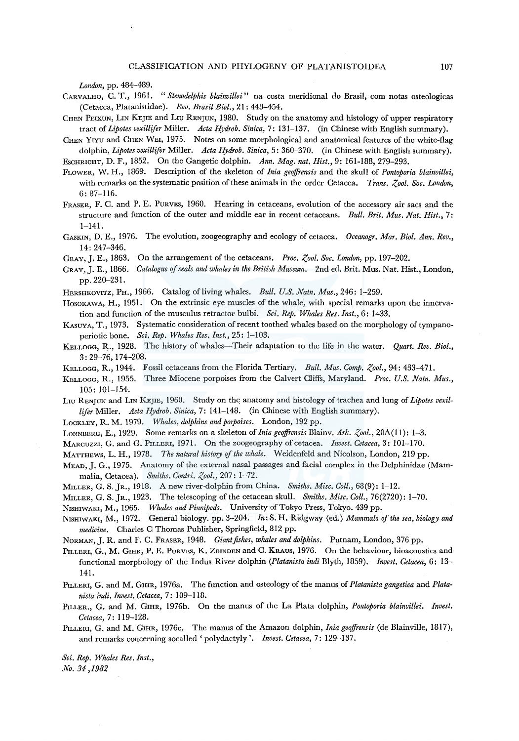*London*, pp. 484–489.

Carvalho, C. T., 1961. "*Stenodelphis blainvillei*" na costa meridional do Brasil, com notas osteologicas (Cetacea, Platanistidae). *Rev. Brasil Biol.*, 21: 443–454.

Chen Peixun, Lin Kejie and Liu Renjun, 1980. Study on the anatomy and histology of upper respiratory tract of *Lipotes vexillifer* Miller. *Acta Hydrob. Sinica*, 7: 131–137. (in Chinese with English summary).

Chen Yiyu and Chen Wei, 1975. Notes on some morphological and anatomical features of the white-flag dolphin, *Lipotes vexillifer* Miller. *Acta Hydrob. Sinica*, 5: 360–370. (in Chinese with English summary).

Eschricht, D. F., 1852. On the Gangetic dolphin. *Ann. Mag. nat. Hist.*, 9: 161-188, 279–293.

Flower, W. H., 1869. Description of the skeleton of *Inia geoffrensis* and the skull of *Pontoporia blainvillei*, with remarks on the systematic position of these animals in the order Cetacea. *Trans. Zool. Soc. London*, 6: 87–116.

Fraser, F. C. and P. E. Purves, 1960. Hearing in cetaceans, evolution of the accessory air sacs and the structure and function of the outer and middle ear in recent cetaceans. *Bull. Brit. Mus. Nat. Hist.*, 7: 1–141.

Gaskin, D. E., 1976. The evolution, zoogeography and ecology of cetacea. *Oceanogr. Mar. Biol. Ann. Rev.*, 14: 247–346.

Gray, J. E., 1863. On the arrangement of the cetaceans. *Proc. Zool. Soc. London*, pp. 197–202.

Gray, J. E., 1866. *Catalogue of seals and whales in the British Museum*. 2nd ed. Brit. Mus. Nat. Hist., London, pp. 220–231.

Hershkovitz, Ph., 1966. Catalog of living whales. *Bull. U.S. Natn. Mus.*, 246: 1–259.

Hosokawa, H., 1951. On the extrinsic eye muscles of the whale, with special remarks upon the innervation and function of the musculus retractor bulbi. *Sci. Rep. Whales Res. Inst.*, 6: 1–33.

Kasuya, T., 1973. Systematic consideration of recent toothed whales based on the morphology of tympano-periotic bone. *Sci. Rep. Whales Res. Inst.*, 25: 1–103.

Kellogg, R., 1928. The history of whales—Their adaptation to the life in the water. *Quart. Rev. Biol.*, 3: 29–76, 174–208.

Kellogg, R., 1944. Fossil cetaceans from the Florida Tertiary. *Bull. Mus. Comp. Zool.*, 94: 433–471.

Kellogg, R., 1955. Three Miocene porpoises from the Calvert Cliffs, Maryland. *Proc. U.S. Natn. Mus.*, 105: 101–154.

Liu Renjun and Lin Kejie, 1960. Study on the anatomy and histology of trachea and lung of *Lipotes vexillifer* Miller. *Acta Hydrob. Sinica*, 7: 141–148. (in Chinese with English summary).

Lockley, R. M. 1979. *Whales, dolphins and porpoises*. London, 192 pp.

Lonnberg, E., 1929. Some remarks on a skeleton of *Inia geoffrensis* Blainv. *Ark. Zool.*, 20A(11): 1–3.

Marcuzzi, G. and G. Pilleri, 1971. On the zoogeography of cetacea. *Invest. Cetacea*, 3: 101–170.

Matthews, L. H., 1978. *The natural history of the whale*. Weidenfeld and Nicolson, London, 219 pp.

Mead, J. G., 1975. Anatomy of the external nasal passages and facial complex in the Delphinidae (Mammalia, Cetacea). *Smiths. Contri. Zool.*, 207: 1–72.

Miller, G. S. Jr., 1918. A new river-dolphin from China. *Smiths. Misc. Coll.*, 68(9): 1–12.

Miller, G. S. Jr., 1923. The telescoping of the cetacean skull. *Smiths. Misc. Coll.*, 76(2720): 1–70.

Nishiwaki, M., 1965. *Whales and Pinnipeds*. University of Tokyo Press, Tokyo. 439 pp.

Nishiwaki, M., 1972. General biology. pp. 3–204. *In*: S. H. Ridgway (ed.) *Mammals of the sea, biology and medicine*. Charles C Thomas Publisher, Springfield, 812 pp.

Norman, J. R. and F. C. Fraser, 1948. *Giant fishes, whales and dolphins*. Putnam, London, 376 pp.

Pilleri, G., M. Gihr, P. E. Purves, K. Zbinden and C. Kraus, 1976. On the behaviour, bioacoustics and functional morphology of the Indus River dolphin (*Platanista indi* Blyth, 1859). *Invest. Cetacea*, 6: 13–141.

Pilleri, G. and M. Gihr, 1976a. The function and osteology of the manus of *Platanista gangetica* and *Platanista indi*. *Invest. Cetacea*, 7: 109–118.

Piller., G. and M. Gihr, 1976b. On the manus of the La Plata dolphin, *Pontoporia blainvillei*. *Invest. Cetacea*, 7: 119–128.

Pilleri, G. and M. Gihr, 1976c. The manus of the Amazon dolphin, *Inia geoffrensis* (de Blainville, 1817), and remarks concerning socalled 'polydactyly'. *Invest. Cetacea*, 7: 129–137.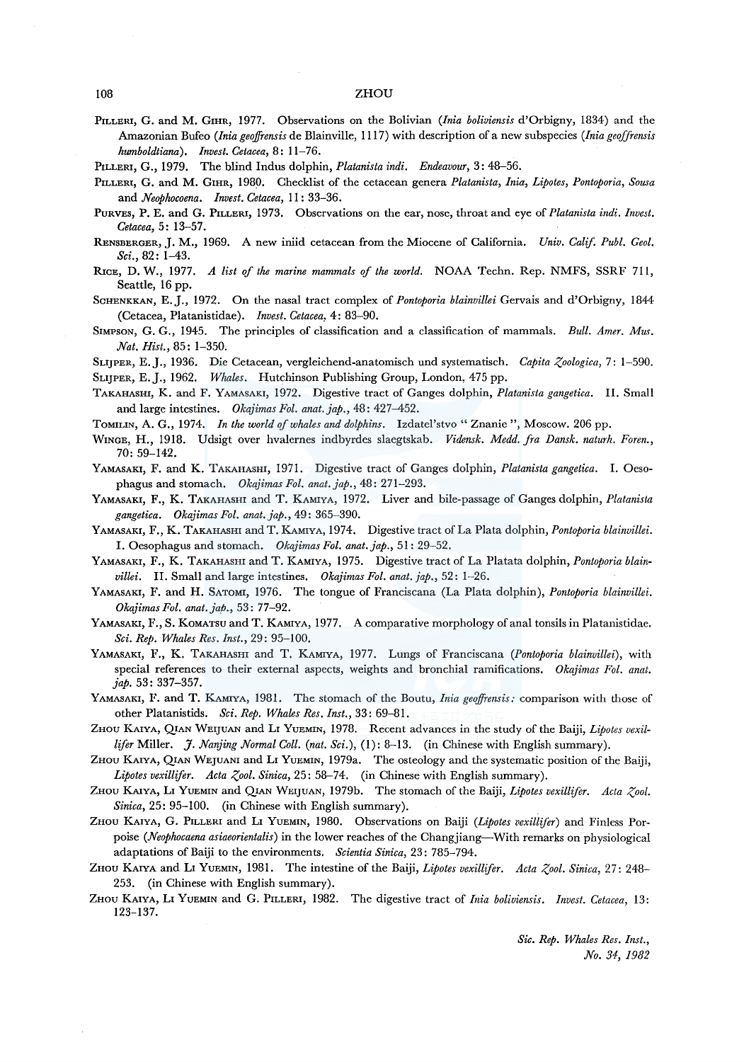PILLERI, G. and M. GIHR, 1977. Observations on the Bolivian (*Inia boliviensis* d'Orbigny, 1834) and the Amazonian Bufeo (*Inia geoffrensis* de Blainville, 1117) with description of a new subspecies (*Inia geoffrensis humboldtiana*). *Invest. Cetacea*, 8: 11–76.

PILLERI, G., 1979. The blind Indus dolphin, *Platanista indi*. *Endeavour*, 3: 48–56.

PILLERI, G. and M. GIHR, 1980. Checklist of the cetacean genera *Platanista*, *Inia*, *Lipotes*, *Pontoporia*, *Sousa* and *Neophocoena*. *Invest. Cetacea*, 11: 33–36.

PURVES, P. E. and G. PILLERI, 1973. Observations on the ear, nose, throat and eye of *Platanista indi*. *Invest. Cetacea*, 5: 13–57.

RENSBERGER, J. M., 1969. A new iniid cetacean from the Miocene of California. *Univ. Calif. Publ. Geol. Sci.*, 82: 1–43.

RICE, D. W., 1977. *A list of the marine mammals of the world*. NOAA Techn. Rep. NMFS, SSRF 711, Seattle, 16 pp.

SCHENKKAN, E. J., 1972. On the nasal tract complex of *Pontoporia blainvillei* Gervais and d'Orbigny, 1844 (Cetacea, Platanistidae). *Invest. Cetacea*, 4: 83–90.

SIMPSON, G. G., 1945. The principles of classification and a classification of mammals. *Bull. Amer. Mus. Nat. Hist.*, 85: 1–350.

SLIJPER, E. J., 1936. Die Cetacean, vergleichend-anatomisch und systematisch. *Capita Zoologica*, 7: 1–590.

SLIJPER, E. J., 1962. *Whales*. Hutchinson Publishing Group, London, 475 pp.

TAKAHASHI, K. and F. YAMASAKI, 1972. Digestive tract of Ganges dolphin, *Platanista gangetica*. II. Small and large intestines. *Okajimas Fol. anat. jap.*, 48: 427–452.

TOMILIN, A. G., 1974. *In the world of whales and dolphins*. Izdatel'stvo " Znanie ", Moscow. 206 pp.

WINGE, H., 1918. Udsigt over hvalernes indbyrdes slaegtskab. *Vidensk. Medd. fra Dansk. naturh. Foren.*, 70: 59–142.

YAMASAKI, F. and K. TAKAHASHI, 1971. Digestive tract of Ganges dolphin, *Platanista gangetica*. I. Oesophagus and stomach. *Okajimas Fol. anat. jap.*, 48: 271–293.

YAMASAKI, F., K. TAKAHASHI and T. KAMIYA, 1972. Liver and bile-passage of Ganges dolphin, *Platanista gangetica*. *Okajimas Fol. anat. jap.*, 49: 365–390.

YAMASAKI, F., K. TAKAHASHI and T. KAMIYA, 1974. Digestive tract of La Plata dolphin, *Pontoporia blainvillei*. I. Oesophagus and stomach. *Okajimas Fol. anat. jap.*, 51: 29–52.

YAMASAKI, F., K. TAKAHASHI and T. KAMIYA, 1975. Digestive tract of La Platata dolphin, *Pontoporia blainvillei*. II. Small and large intestines. *Okajimas Fol. anat. jap.*, 52: 1–26.

YAMASAKI, F. and H. SATOMI, 1976. The tongue of Franciscana (La Plata dolphin), *Pontoporia blainvillei*. *Okajimas Fol. anat. jap.*, 53: 77–92.

YAMASAKI, F., S. KOMATSU and T. KAMIYA, 1977. A comparative morphology of anal tonsils in Platanistidae. *Sci. Rep. Whales Res. Inst.*, 29: 95–100.

YAMASAKI, F., K. TAKAHASHI and T. KAMIYA, 1977. Lungs of Franciscana (*Pontoporia blainvillei*), with special references to their external aspects, weights and bronchial ramifications. *Okajimas Fol. anat. jap.* 53: 337–357.

YAMASAKI, F. and T. KAMIYA, 1981. The stomach of the Boutu, *Inia geoffrensis*: comparison with those of other Platanistids. *Sci. Rep. Whales Res. Inst.*, 33: 69–81.

ZHOU KAIYA, QIAN WEIJUAN and LI YUEMIN, 1978. Recent advances in the study of the Baiji, *Lipotes vexillifer* Miller. *J. Nanjing Normal Coll. (nat. Sci.)*, (1): 8–13. (in Chinese with English summary).

ZHOU KAIYA, QIAN WEJUANI and LI YUEMIN, 1979a. The osteology and the systematic position of the Baiji, *Lipotes vexillifer*. *Acta Zool. Sinica*, 25: 58–74. (in Chinese with English summary).

ZHOU KAIYA, LI YUEMIN and QIAN WEIJUAN, 1979b. The stomach of the Baiji, *Lipotes vexillifer*. *Acta Zool. Sinica*, 25: 95–100. (in Chinese with English summary).

ZHOU KAIYA, G. PILLERI and LI YUEMIN, 1980. Observations on Baiji (*Lipotes vexillifer*) and Finless Porpoise (*Neophocaena asiaeorientalis*) in the lower reaches of the Changjiang—With remarks on physiological adaptations of Baiji to the environments. *Scientia Sinica*, 23: 785–794.

ZHOU KAIYA and LI YUEMIN, 1981. The intestine of the Baiji, *Lipotes vexillifer*. *Acta Zool. Sinica*, 27: 248–253. (in Chinese with English summary).

ZHOU KAIYA, LI YUEMIN and G. PILLERI, 1982. The digestive tract of *Inia boliviensis*. *Invest. Cetacea*, 13: 123–137.